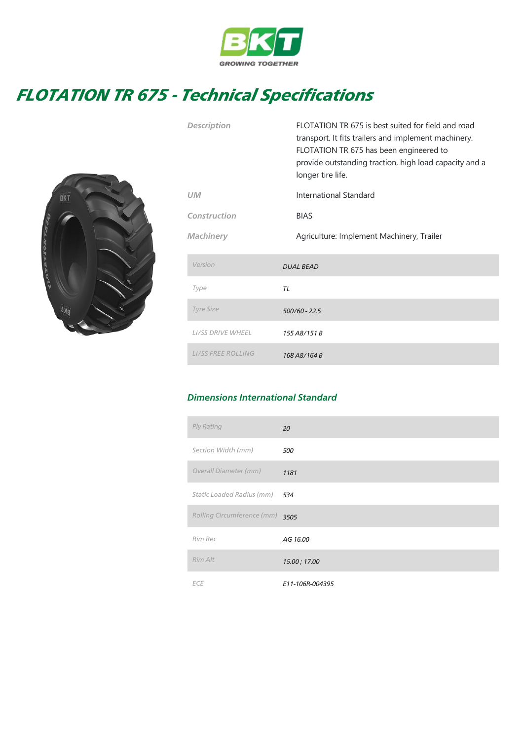BKT

GROWING TOGETHER

# FLOTATION TR 675 - Technical Specifications

| | |
|---|---|
| *Description* | FLOTATION TR 675 is best suited for field and road transport. It fits trailers and implement machinery. FLOTATION TR 675 has been engineered to provide outstanding traction, high load capacity and a longer tire life. |
| *UM* | International Standard |
| *Construction* | BIAS |
| *Machinery* | Agriculture: Implement Machinery, Trailer |

| | |
|---|---|
| *Version* | *DUAL BEAD* |
| *Type* | *TL* |
| *Tyre Size* | *500/60 - 22.5* |
| *LI/SS DRIVE WHEEL* | *155 A8/151 B* |
| *LI/SS FREE ROLLING* | *168 A8/164 B* |

## Dimensions International Standard

| | |
|---|---|
| *Ply Rating* | *20* |
| *Section Width (mm)* | *500* |
| *Overall Diameter (mm)* | *1181* |
| *Static Loaded Radius (mm)* | *534* |
| *Rolling Circumference (mm)* | *3505* |
| *Rim Rec* | *AG 16.00* |
| *Rim Alt* | *15.00 ; 17.00* |
| *ECE* | *E11-106R-004395* |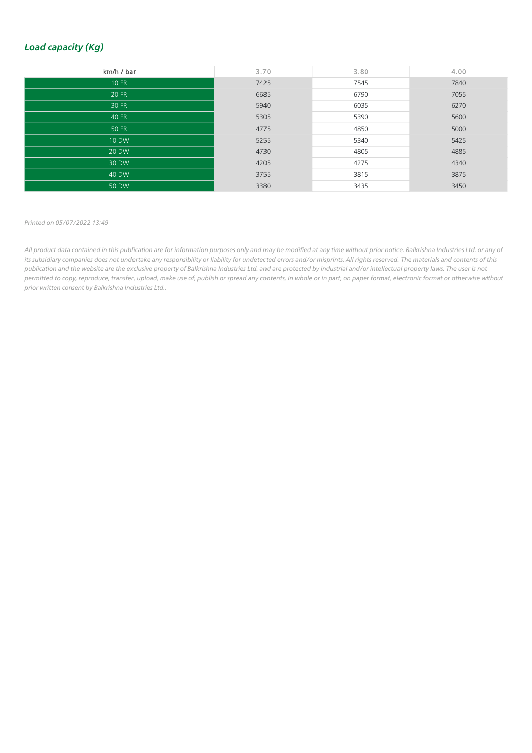## *Load capacity (Kg)*

| km/h / bar | 3.70 | 3.80 | 4.00 |
|---|---|---|---|
| 10 FR | 7425 | 7545 | 7840 |
| 20 FR | 6685 | 6790 | 7055 |
| 30 FR | 5940 | 6035 | 6270 |
| 40 FR | 5305 | 5390 | 5600 |
| 50 FR | 4775 | 4850 | 5000 |
| 10 DW | 5255 | 5340 | 5425 |
| 20 DW | 4730 | 4805 | 4885 |
| 30 DW | 4205 | 4275 | 4340 |
| 40 DW | 3755 | 3815 | 3875 |
| 50 DW | 3380 | 3435 | 3450 |

*Printed on 05/07/2022 13:49*

*All product data contained in this publication are for information purposes only and may be modified at any time without prior notice. Balkrishna Industries Ltd. or any of its subsidiary companies does not undertake any responsibility or liability for undetected errors and/or misprints. All rights reserved. The materials and contents of this publication and the website are the exclusive property of Balkrishna Industries Ltd. and are protected by industrial and/or intellectual property laws. The user is not permitted to copy, reproduce, transfer, upload, make use of, publish or spread any contents, in whole or in part, on paper format, electronic format or otherwise without prior written consent by Balkrishna Industries Ltd..*